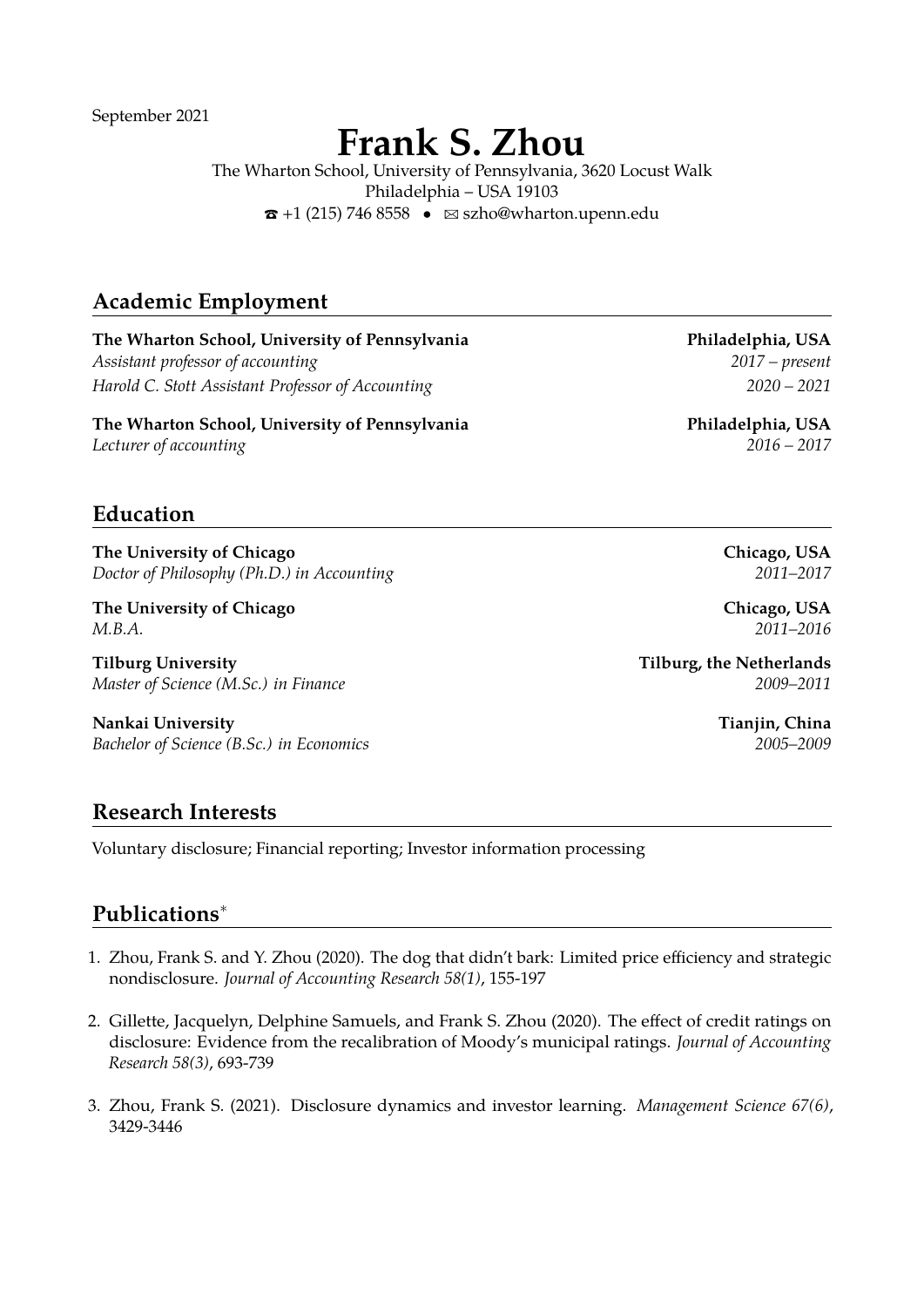September 2021

# Frank S. Zhou

The Wharton School, University of Pennsylvania, 3620 Locust Walk
Philadelphia – USA 19103
☎ +1 (215) 746 8558 • ✉ szho@wharton.upenn.edu

## Academic Employment

**The Wharton School, University of Pennsylvania** — **Philadelphia, USA**
*Assistant professor of accounting* — *2017 – present*
*Harold C. Stott Assistant Professor of Accounting* — *2020 – 2021*

**The Wharton School, University of Pennsylvania** — **Philadelphia, USA**
*Lecturer of accounting* — *2016 – 2017*

## Education

**The University of Chicago** — **Chicago, USA**
*Doctor of Philosophy (Ph.D.) in Accounting* — *2011–2017*

**The University of Chicago** — **Chicago, USA**
*M.B.A.* — *2011–2016*

**Tilburg University** — **Tilburg, the Netherlands**
*Master of Science (M.Sc.) in Finance* — *2009–2011*

**Nankai University** — **Tianjin, China**
*Bachelor of Science (B.Sc.) in Economics* — *2005–2009*

## Research Interests

Voluntary disclosure; Financial reporting; Investor information processing

## Publications*

1. Zhou, Frank S. and Y. Zhou (2020). The dog that didn't bark: Limited price efficiency and strategic nondisclosure. *Journal of Accounting Research 58(1)*, 155-197

2. Gillette, Jacquelyn, Delphine Samuels, and Frank S. Zhou (2020). The effect of credit ratings on disclosure: Evidence from the recalibration of Moody's municipal ratings. *Journal of Accounting Research 58(3)*, 693-739

3. Zhou, Frank S. (2021). Disclosure dynamics and investor learning. *Management Science 67(6)*, 3429-3446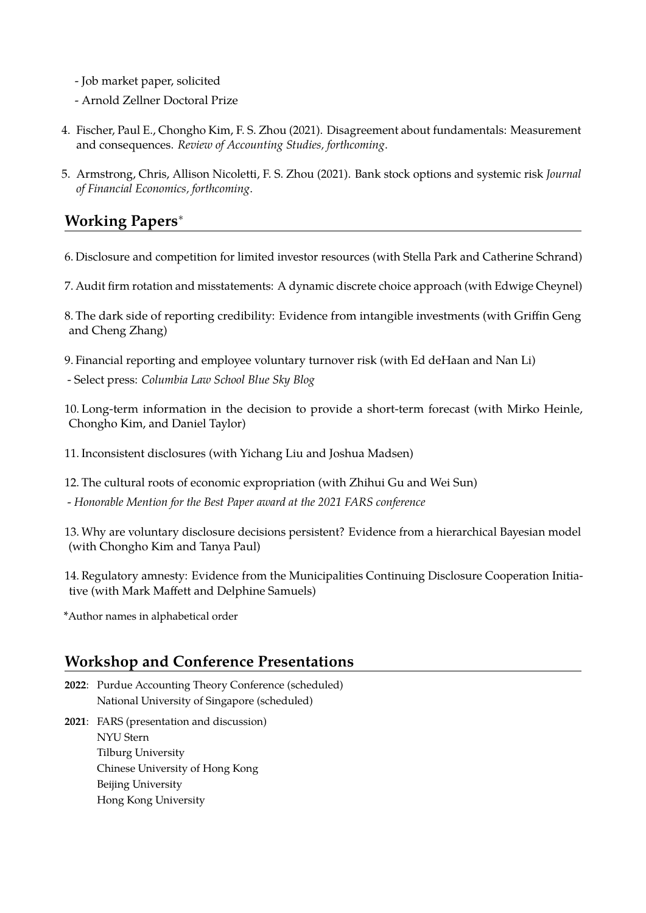- Job market paper, solicited
- Arnold Zellner Doctoral Prize

4. Fischer, Paul E., Chongho Kim, F. S. Zhou (2021). Disagreement about fundamentals: Measurement and consequences. *Review of Accounting Studies, forthcoming*.

5. Armstrong, Chris, Allison Nicoletti, F. S. Zhou (2021). Bank stock options and systemic risk *Journal of Financial Economics, forthcoming*.

## Working Papers*

6. Disclosure and competition for limited investor resources (with Stella Park and Catherine Schrand)

7. Audit firm rotation and misstatements: A dynamic discrete choice approach (with Edwige Cheynel)

8. The dark side of reporting credibility: Evidence from intangible investments (with Griffin Geng and Cheng Zhang)

9. Financial reporting and employee voluntary turnover risk (with Ed deHaan and Nan Li)
   - Select press: *Columbia Law School Blue Sky Blog*

10. Long-term information in the decision to provide a short-term forecast (with Mirko Heinle, Chongho Kim, and Daniel Taylor)

11. Inconsistent disclosures (with Yichang Liu and Joshua Madsen)

12. The cultural roots of economic expropriation (with Zhihui Gu and Wei Sun)
   - *Honorable Mention for the Best Paper award at the 2021 FARS conference*

13. Why are voluntary disclosure decisions persistent? Evidence from a hierarchical Bayesian model (with Chongho Kim and Tanya Paul)

14. Regulatory amnesty: Evidence from the Municipalities Continuing Disclosure Cooperation Initiative (with Mark Maffett and Delphine Samuels)

*Author names in alphabetical order

## Workshop and Conference Presentations

**2022**: Purdue Accounting Theory Conference (scheduled)
National University of Singapore (scheduled)

**2021**: FARS (presentation and discussion)
NYU Stern
Tilburg University
Chinese University of Hong Kong
Beijing University
Hong Kong University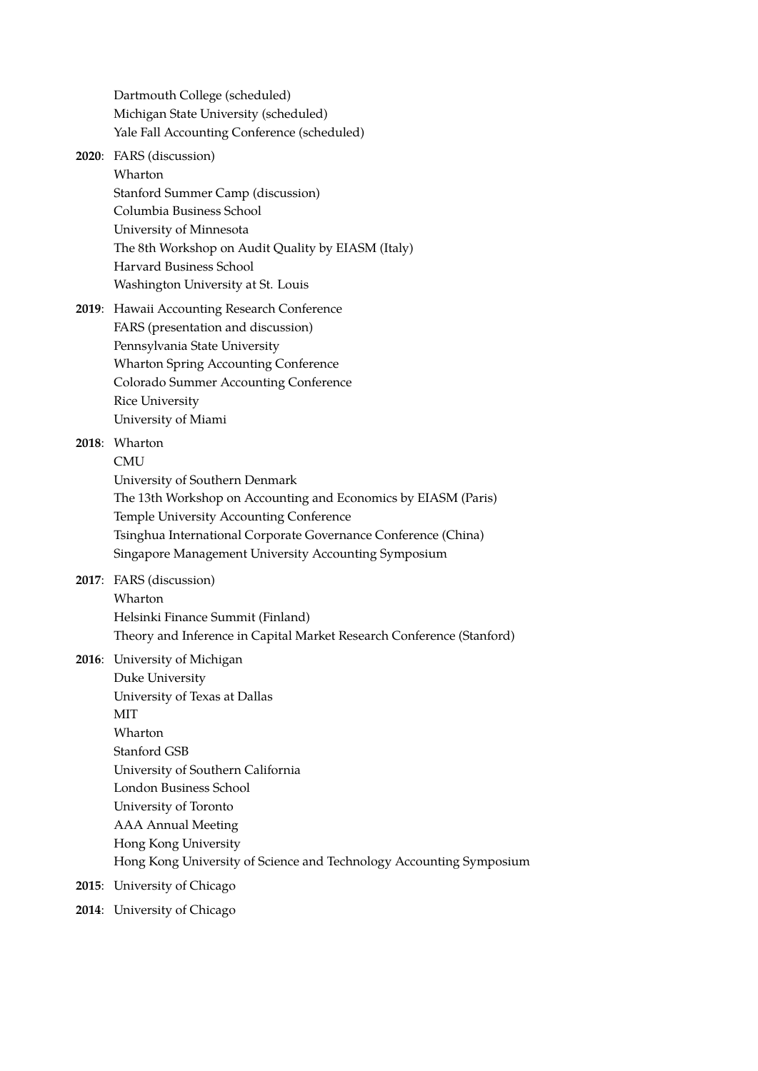Dartmouth College (scheduled)
Michigan State University (scheduled)
Yale Fall Accounting Conference (scheduled)

**2020**: FARS (discussion)
Wharton
Stanford Summer Camp (discussion)
Columbia Business School
University of Minnesota
The 8th Workshop on Audit Quality by EIASM (Italy)
Harvard Business School
Washington University at St. Louis

**2019**: Hawaii Accounting Research Conference
FARS (presentation and discussion)
Pennsylvania State University
Wharton Spring Accounting Conference
Colorado Summer Accounting Conference
Rice University
University of Miami

**2018**: Wharton
CMU
University of Southern Denmark
The 13th Workshop on Accounting and Economics by EIASM (Paris)
Temple University Accounting Conference
Tsinghua International Corporate Governance Conference (China)
Singapore Management University Accounting Symposium

**2017**: FARS (discussion)
Wharton
Helsinki Finance Summit (Finland)
Theory and Inference in Capital Market Research Conference (Stanford)

**2016**: University of Michigan
Duke University
University of Texas at Dallas
MIT
Wharton
Stanford GSB
University of Southern California
London Business School
University of Toronto
AAA Annual Meeting
Hong Kong University
Hong Kong University of Science and Technology Accounting Symposium

**2015**: University of Chicago

**2014**: University of Chicago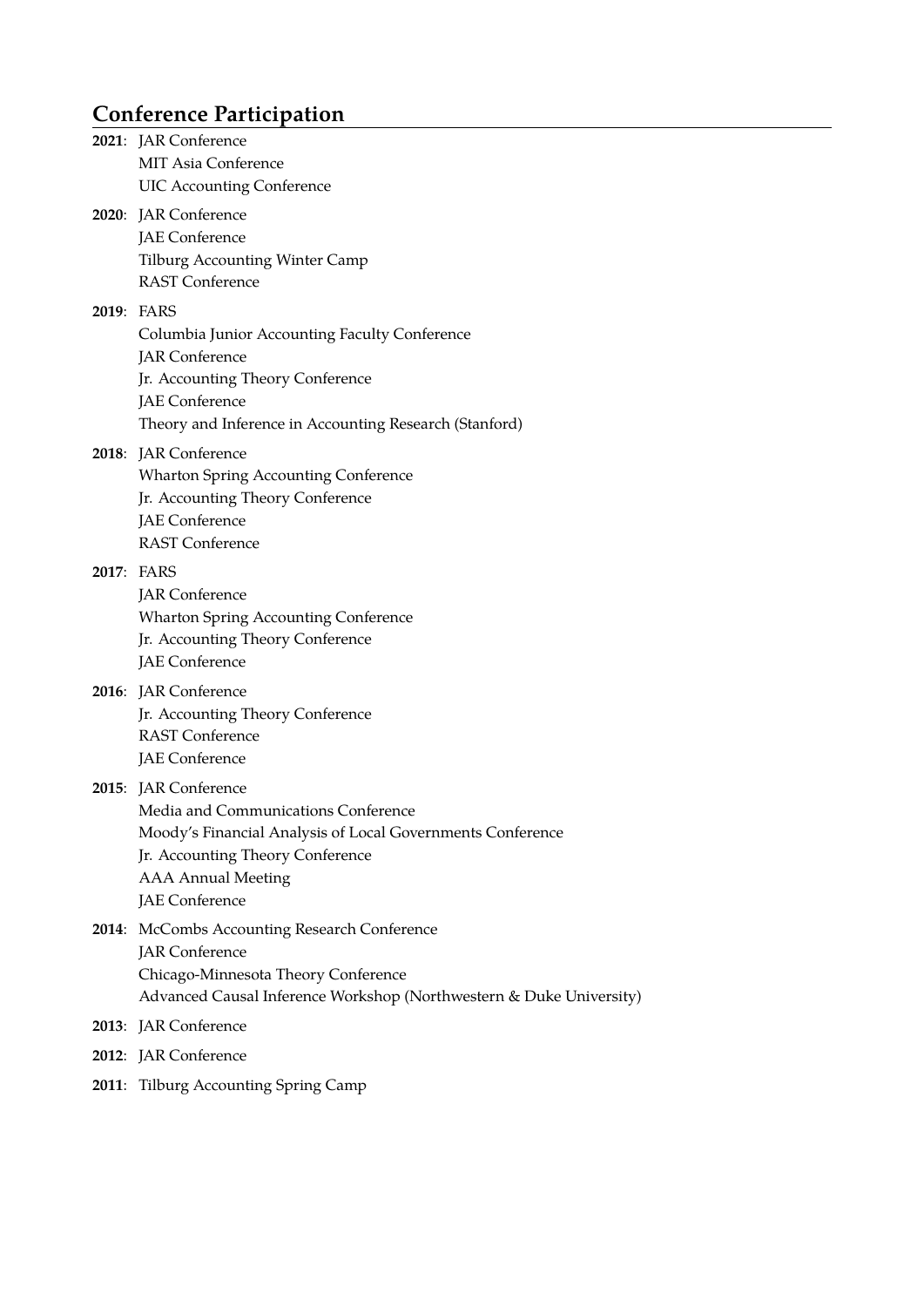## Conference Participation

**2021**: JAR Conference
MIT Asia Conference
UIC Accounting Conference

**2020**: JAR Conference
JAE Conference
Tilburg Accounting Winter Camp
RAST Conference

**2019**: FARS
Columbia Junior Accounting Faculty Conference
JAR Conference
Jr. Accounting Theory Conference
JAE Conference
Theory and Inference in Accounting Research (Stanford)

**2018**: JAR Conference
Wharton Spring Accounting Conference
Jr. Accounting Theory Conference
JAE Conference
RAST Conference

**2017**: FARS
JAR Conference
Wharton Spring Accounting Conference
Jr. Accounting Theory Conference
JAE Conference

**2016**: JAR Conference
Jr. Accounting Theory Conference
RAST Conference
JAE Conference

**2015**: JAR Conference
Media and Communications Conference
Moody's Financial Analysis of Local Governments Conference
Jr. Accounting Theory Conference
AAA Annual Meeting
JAE Conference

**2014**: McCombs Accounting Research Conference
JAR Conference
Chicago-Minnesota Theory Conference
Advanced Causal Inference Workshop (Northwestern & Duke University)

**2013**: JAR Conference

**2012**: JAR Conference

**2011**: Tilburg Accounting Spring Camp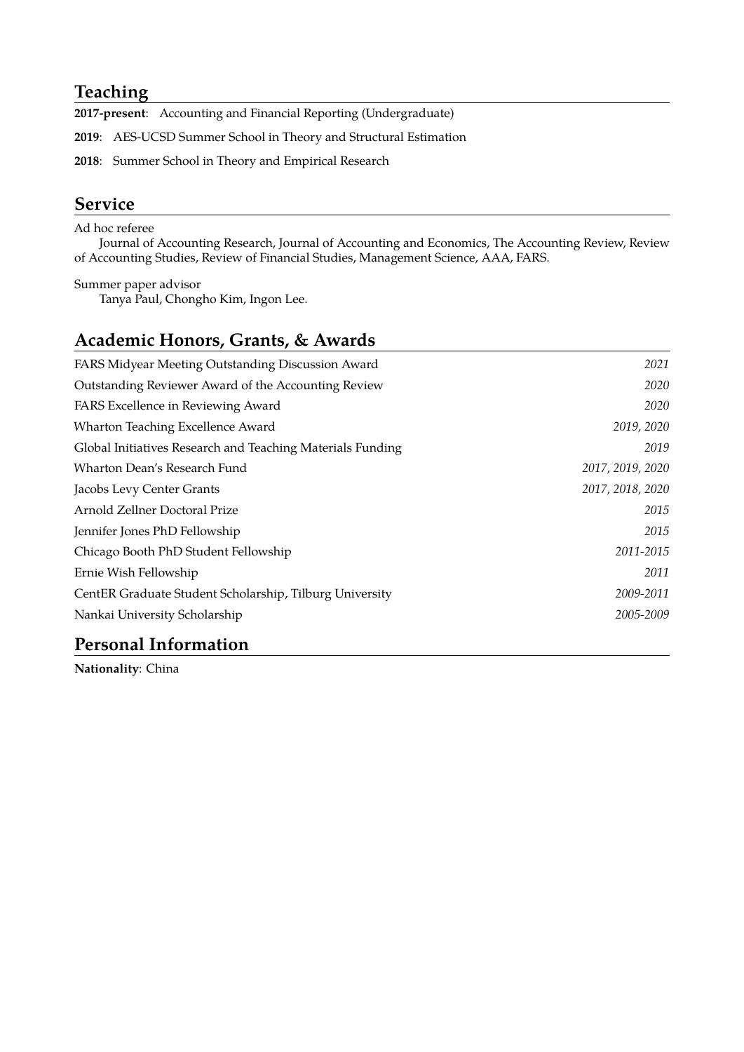## Teaching

**2017-present**: Accounting and Financial Reporting (Undergraduate)

**2019**: AES-UCSD Summer School in Theory and Structural Estimation

**2018**: Summer School in Theory and Empirical Research

## Service

Ad hoc referee

Journal of Accounting Research, Journal of Accounting and Economics, The Accounting Review, Review of Accounting Studies, Review of Financial Studies, Management Science, AAA, FARS.

Summer paper advisor

Tanya Paul, Chongho Kim, Ingon Lee.

## Academic Honors, Grants, & Awards

| | |
|---|---|
| FARS Midyear Meeting Outstanding Discussion Award | *2021* |
| Outstanding Reviewer Award of the Accounting Review | *2020* |
| FARS Excellence in Reviewing Award | *2020* |
| Wharton Teaching Excellence Award | *2019, 2020* |
| Global Initiatives Research and Teaching Materials Funding | *2019* |
| Wharton Dean's Research Fund | *2017, 2019, 2020* |
| Jacobs Levy Center Grants | *2017, 2018, 2020* |
| Arnold Zellner Doctoral Prize | *2015* |
| Jennifer Jones PhD Fellowship | *2015* |
| Chicago Booth PhD Student Fellowship | *2011-2015* |
| Ernie Wish Fellowship | *2011* |
| CentER Graduate Student Scholarship, Tilburg University | *2009-2011* |
| Nankai University Scholarship | *2005-2009* |

## Personal Information

**Nationality**: China